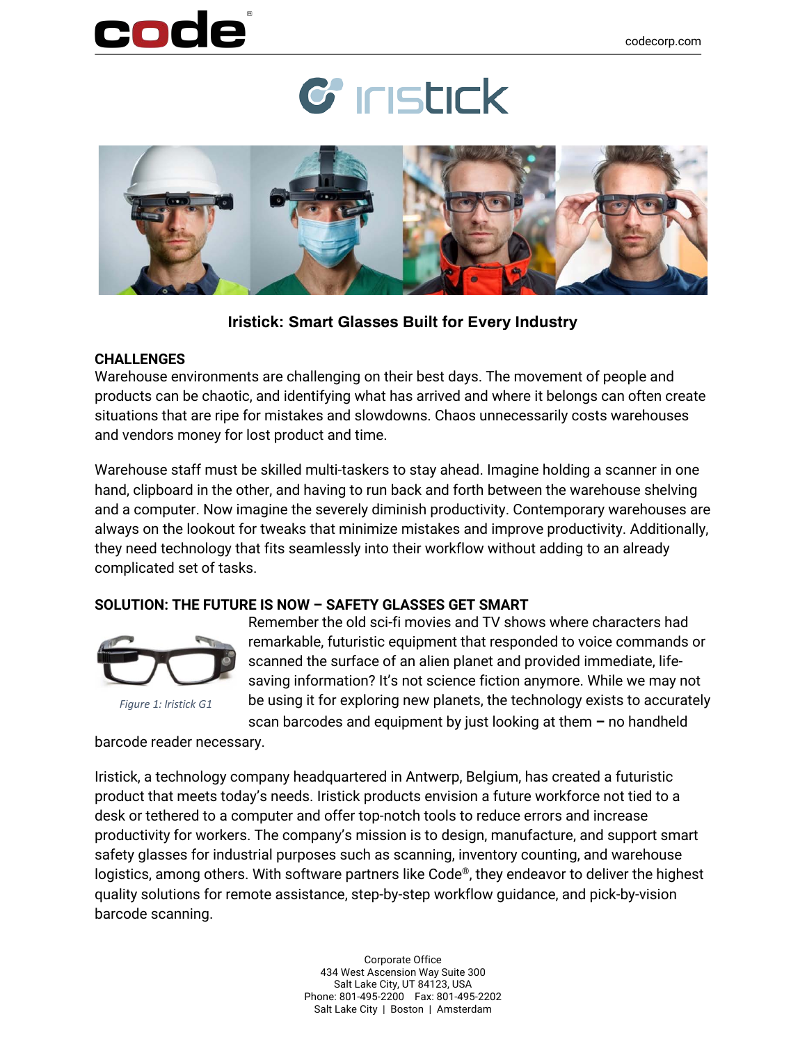# Iristick: Smart Glasses Built for Every Industry

## CHALLENGES

Warehouse environments are challenging on their best days. The movement of people and products can be chaotic, and identifying what has arrived and where it belongs can often create situations that are ripe for mistakes and slowdowns. Chaos unnecessarily costs warehouses and vendors money for lost product and time.

Warehouse staff must be skilled multi-taskers to stay ahead. Imagine holding a scanner in one hand, clipboard in the other, and having to run back and forth between the warehouse shelving and a computer. Now imagine the severely diminish productivity. Contemporary warehouses are always on the lookout for tweaks that minimize mistakes and improve productivity. Additionally, they need technology that fits seamlessly into their workflow without adding to an already complicated set of tasks.

## SOLUTION: THE FUTURE IS NOW – SAFETY GLASSES GET SMART

*Figure 1: Iristick G1*

Remember the old sci-fi movies and TV shows where characters had remarkable, futuristic equipment that responded to voice commands or scanned the surface of an alien planet and provided immediate, life-saving information? It's not science fiction anymore. While we may not be using it for exploring new planets, the technology exists to accurately scan barcodes and equipment by just looking at them – no handheld barcode reader necessary.

Iristick, a technology company headquartered in Antwerp, Belgium, has created a futuristic product that meets today's needs. Iristick products envision a future workforce not tied to a desk or tethered to a computer and offer top-notch tools to reduce errors and increase productivity for workers. The company's mission is to design, manufacture, and support smart safety glasses for industrial purposes such as scanning, inventory counting, and warehouse logistics, among others. With software partners like Code®, they endeavor to deliver the highest quality solutions for remote assistance, step-by-step workflow guidance, and pick-by-vision barcode scanning.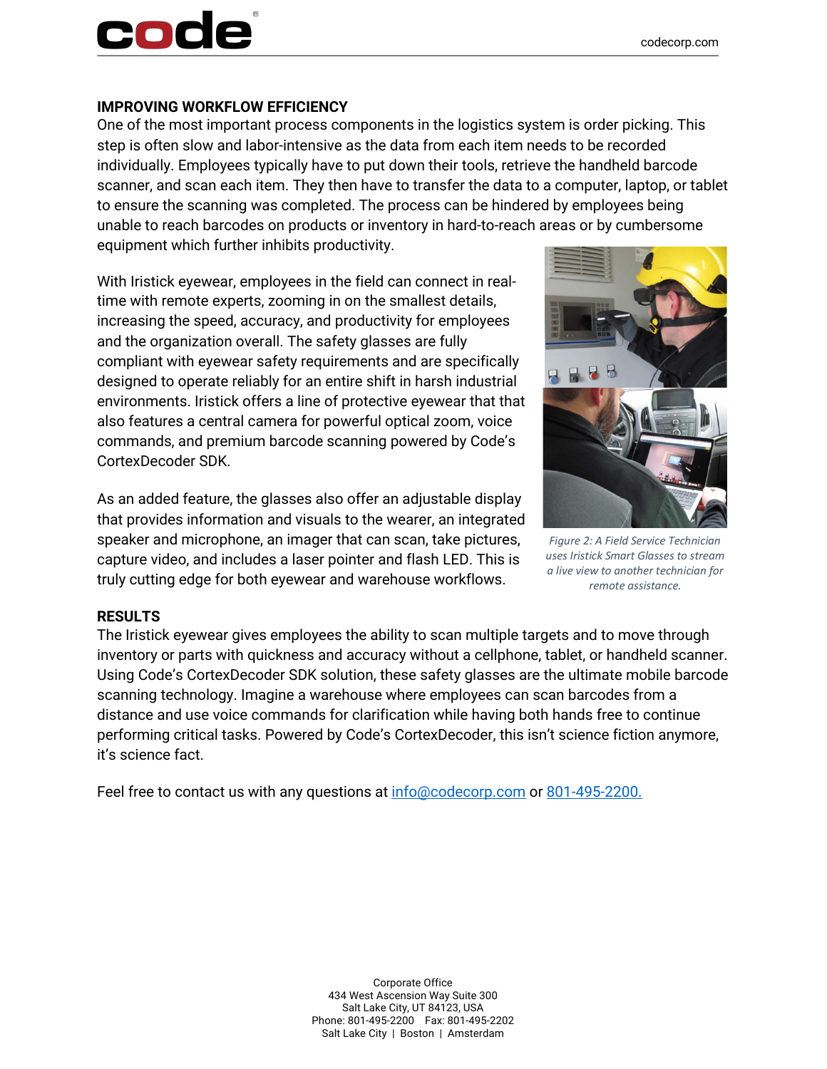## IMPROVING WORKFLOW EFFICIENCY

One of the most important process components in the logistics system is order picking. This step is often slow and labor-intensive as the data from each item needs to be recorded individually. Employees typically have to put down their tools, retrieve the handheld barcode scanner, and scan each item. They then have to transfer the data to a computer, laptop, or tablet to ensure the scanning was completed. The process can be hindered by employees being unable to reach barcodes on products or inventory in hard-to-reach areas or by cumbersome equipment which further inhibits productivity.

With Iristick eyewear, employees in the field can connect in real-time with remote experts, zooming in on the smallest details, increasing the speed, accuracy, and productivity for employees and the organization overall. The safety glasses are fully compliant with eyewear safety requirements and are specifically designed to operate reliably for an entire shift in harsh industrial environments. Iristick offers a line of protective eyewear that that also features a central camera for powerful optical zoom, voice commands, and premium barcode scanning powered by Code's CortexDecoder SDK.

As an added feature, the glasses also offer an adjustable display that provides information and visuals to the wearer, an integrated speaker and microphone, an imager that can scan, take pictures, capture video, and includes a laser pointer and flash LED. This is truly cutting edge for both eyewear and warehouse workflows.

*Figure 2: A Field Service Technician uses Iristick Smart Glasses to stream a live view to another technician for remote assistance.*

## RESULTS

The Iristick eyewear gives employees the ability to scan multiple targets and to move through inventory or parts with quickness and accuracy without a cellphone, tablet, or handheld scanner. Using Code's CortexDecoder SDK solution, these safety glasses are the ultimate mobile barcode scanning technology. Imagine a warehouse where employees can scan barcodes from a distance and use voice commands for clarification while having both hands free to continue performing critical tasks. Powered by Code's CortexDecoder, this isn't science fiction anymore, it's science fact.

Feel free to contact us with any questions at info@codecorp.com or 801-495-2200.

Corporate Office
434 West Ascension Way Suite 300
Salt Lake City, UT 84123, USA
Phone: 801-495-2200 Fax: 801-495-2202
Salt Lake City | Boston | Amsterdam